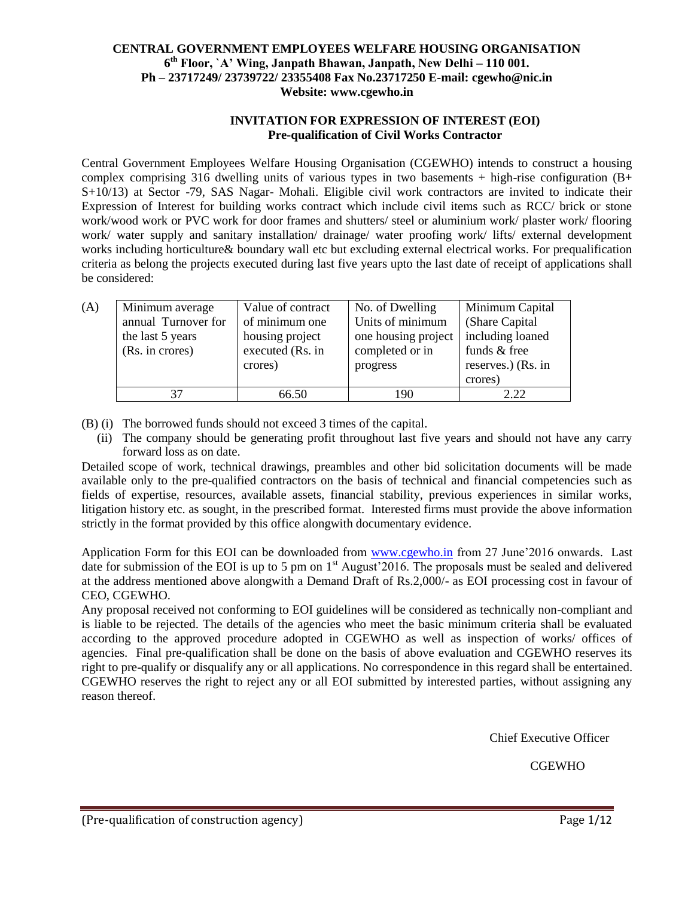# CENTRAL GOVERNMENT EMPLOYEES WELFARE HOUSING ORGANISATION

**6th Floor, `A' Wing, Janpath Bhawan, Janpath, New Delhi – 110 001.**
**Ph – 23717249/ 23739722/ 23355408 Fax No.23717250 E-mail: cgewho@nic.in**
**Website: www.cgewho.in**

## INVITATION FOR EXPRESSION OF INTEREST (EOI)
### Pre-qualification of Civil Works Contractor

Central Government Employees Welfare Housing Organisation (CGEWHO) intends to construct a housing complex comprising 316 dwelling units of various types in two basements + high-rise configuration (B+ S+10/13) at Sector -79, SAS Nagar- Mohali. Eligible civil work contractors are invited to indicate their Expression of Interest for building works contract which include civil items such as RCC/ brick or stone work/wood work or PVC work for door frames and shutters/ steel or aluminium work/ plaster work/ flooring work/ water supply and sanitary installation/ drainage/ water proofing work/ lifts/ external development works including horticulture& boundary wall etc but excluding external electrical works. For prequalification criteria as belong the projects executed during last five years upto the last date of receipt of applications shall be considered:

(A)

| Minimum average annual Turnover for the last 5 years (Rs. in crores) | Value of contract of minimum one housing project executed (Rs. in crores) | No. of Dwelling Units of minimum one housing project completed or in progress | Minimum Capital (Share Capital including loaned funds & free reserves.) (Rs. in crores) |
|---|---|---|---|
| 37 | 66.50 | 190 | 2.22 |

(B) (i) The borrowed funds should not exceed 3 times of the capital.

(ii) The company should be generating profit throughout last five years and should not have any carry forward loss as on date.

Detailed scope of work, technical drawings, preambles and other bid solicitation documents will be made available only to the pre-qualified contractors on the basis of technical and financial competencies such as fields of expertise, resources, available assets, financial stability, previous experiences in similar works, litigation history etc. as sought, in the prescribed format. Interested firms must provide the above information strictly in the format provided by this office alongwith documentary evidence.

Application Form for this EOI can be downloaded from www.cgewho.in from 27 June'2016 onwards. Last date for submission of the EOI is up to 5 pm on 1st August'2016. The proposals must be sealed and delivered at the address mentioned above alongwith a Demand Draft of Rs.2,000/- as EOI processing cost in favour of CEO, CGEWHO.

Any proposal received not conforming to EOI guidelines will be considered as technically non-compliant and is liable to be rejected. The details of the agencies who meet the basic minimum criteria shall be evaluated according to the approved procedure adopted in CGEWHO as well as inspection of works/ offices of agencies. Final pre-qualification shall be done on the basis of above evaluation and CGEWHO reserves its right to pre-qualify or disqualify any or all applications. No correspondence in this regard shall be entertained. CGEWHO reserves the right to reject any or all EOI submitted by interested parties, without assigning any reason thereof.

Chief Executive Officer

CGEWHO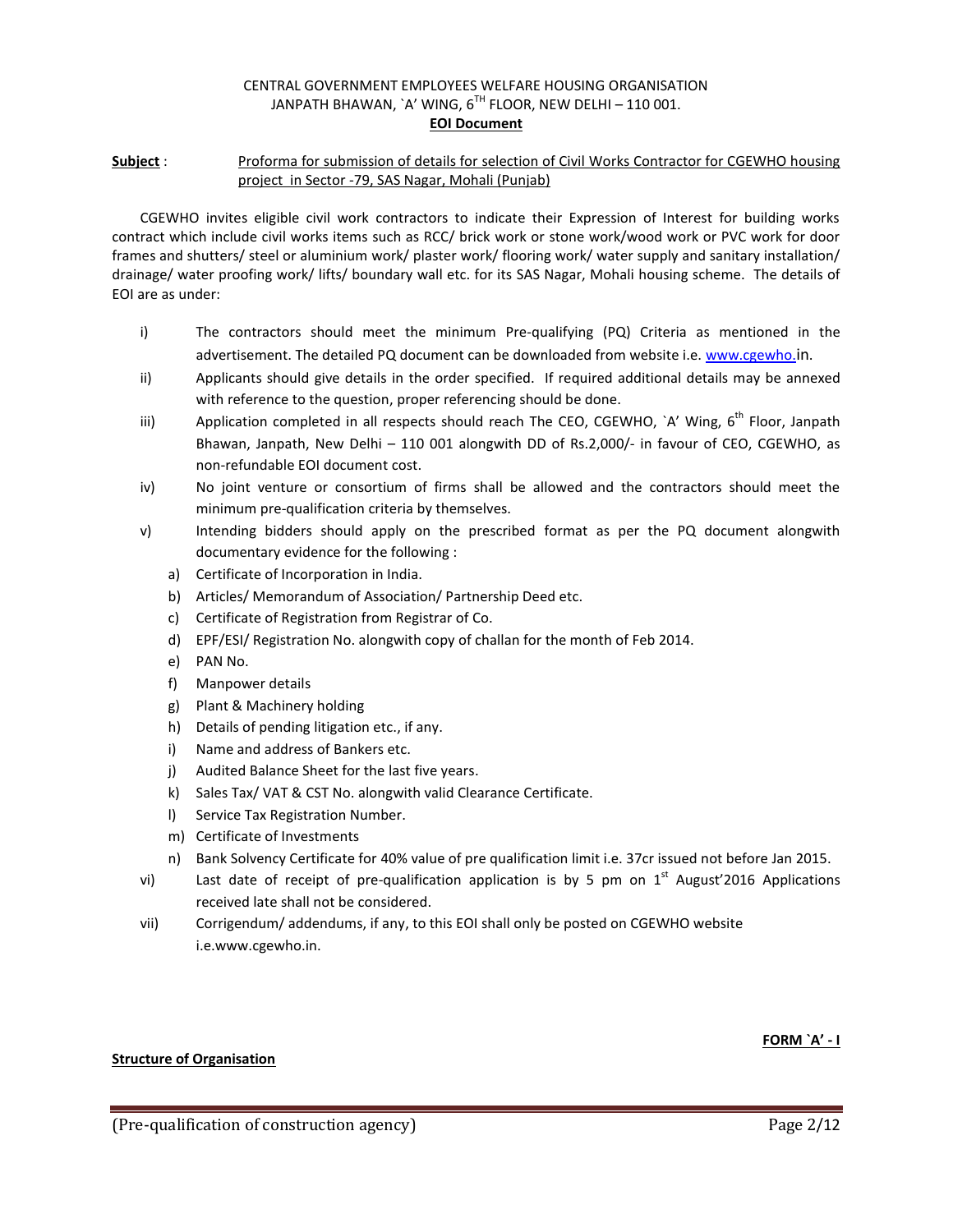CENTRAL GOVERNMENT EMPLOYEES WELFARE HOUSING ORGANISATION
JANPATH BHAWAN, `A' WING, 6TH FLOOR, NEW DELHI – 110 001.

**EOI Document**

**Subject** : Proforma for submission of details for selection of Civil Works Contractor for CGEWHO housing project in Sector -79, SAS Nagar, Mohali (Punjab)

CGEWHO invites eligible civil work contractors to indicate their Expression of Interest for building works contract which include civil works items such as RCC/ brick work or stone work/wood work or PVC work for door frames and shutters/ steel or aluminium work/ plaster work/ flooring work/ water supply and sanitary installation/ drainage/ water proofing work/ lifts/ boundary wall etc. for its SAS Nagar, Mohali housing scheme. The details of EOI are as under:

i) The contractors should meet the minimum Pre-qualifying (PQ) Criteria as mentioned in the advertisement. The detailed PQ document can be downloaded from website i.e. www.cgewho.in.

ii) Applicants should give details in the order specified. If required additional details may be annexed with reference to the question, proper referencing should be done.

iii) Application completed in all respects should reach The CEO, CGEWHO, `A' Wing, 6th Floor, Janpath Bhawan, Janpath, New Delhi – 110 001 alongwith DD of Rs.2,000/- in favour of CEO, CGEWHO, as non-refundable EOI document cost.

iv) No joint venture or consortium of firms shall be allowed and the contractors should meet the minimum pre-qualification criteria by themselves.

v) Intending bidders should apply on the prescribed format as per the PQ document alongwith documentary evidence for the following :

   a) Certificate of Incorporation in India.
   b) Articles/ Memorandum of Association/ Partnership Deed etc.
   c) Certificate of Registration from Registrar of Co.
   d) EPF/ESI/ Registration No. alongwith copy of challan for the month of Feb 2014.
   e) PAN No.
   f) Manpower details
   g) Plant & Machinery holding
   h) Details of pending litigation etc., if any.
   i) Name and address of Bankers etc.
   j) Audited Balance Sheet for the last five years.
   k) Sales Tax/ VAT & CST No. alongwith valid Clearance Certificate.
   l) Service Tax Registration Number.
   m) Certificate of Investments
   n) Bank Solvency Certificate for 40% value of pre qualification limit i.e. 37cr issued not before Jan 2015.

vi) Last date of receipt of pre-qualification application is by 5 pm on 1st August'2016 Applications received late shall not be considered.

vii) Corrigendum/ addendums, if any, to this EOI shall only be posted on CGEWHO website i.e.www.cgewho.in.

**FORM `A' - I**

**Structure of Organisation**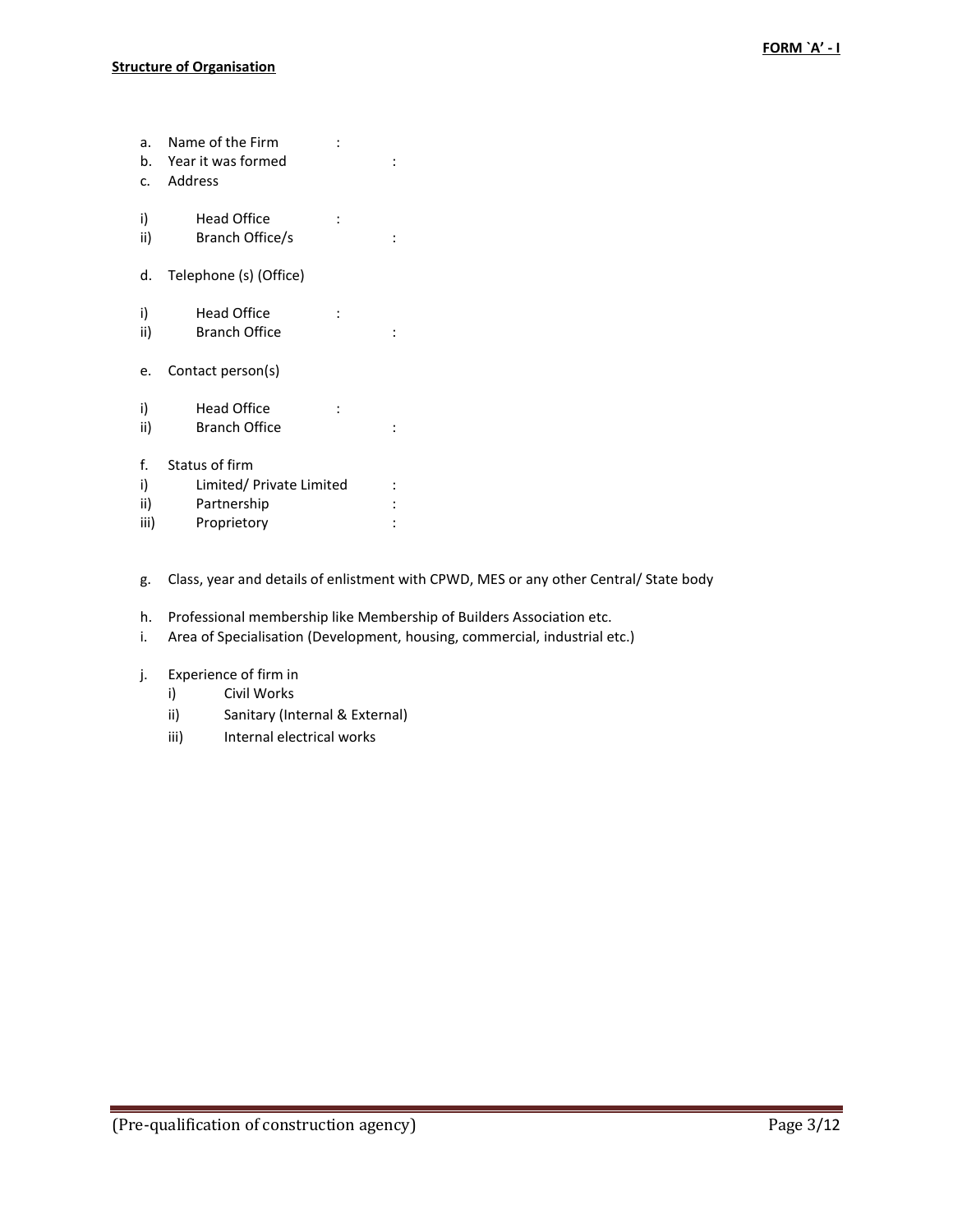FORM `A' - I

**Structure of Organisation**

a. Name of the Firm :
b. Year it was formed :
c. Address

i) Head Office :
ii) Branch Office/s :

d. Telephone (s) (Office)

i) Head Office :
ii) Branch Office :

e. Contact person(s)

i) Head Office :
ii) Branch Office :

f. Status of firm
i) Limited/ Private Limited :
ii) Partnership :
iii) Proprietory :

g. Class, year and details of enlistment with CPWD, MES or any other Central/ State body

h. Professional membership like Membership of Builders Association etc.
i. Area of Specialisation (Development, housing, commercial, industrial etc.)

j. Experience of firm in
   i) Civil Works
   ii) Sanitary (Internal & External)
   iii) Internal electrical works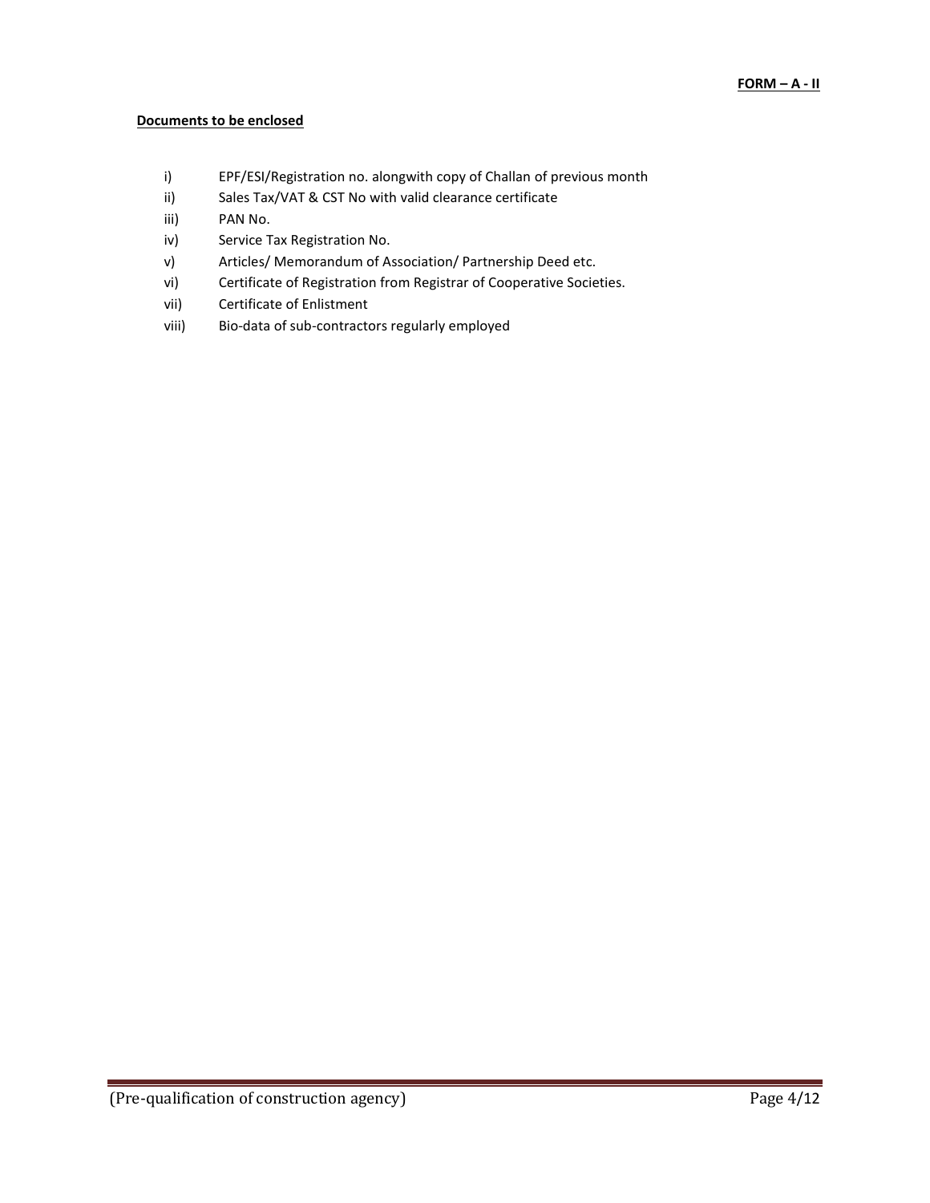**FORM – A - II**

**Documents to be enclosed**

i) EPF/ESI/Registration no. alongwith copy of Challan of previous month
ii) Sales Tax/VAT & CST No with valid clearance certificate
iii) PAN No.
iv) Service Tax Registration No.
v) Articles/ Memorandum of Association/ Partnership Deed etc.
vi) Certificate of Registration from Registrar of Cooperative Societies.
vii) Certificate of Enlistment
viii) Bio-data of sub-contractors regularly employed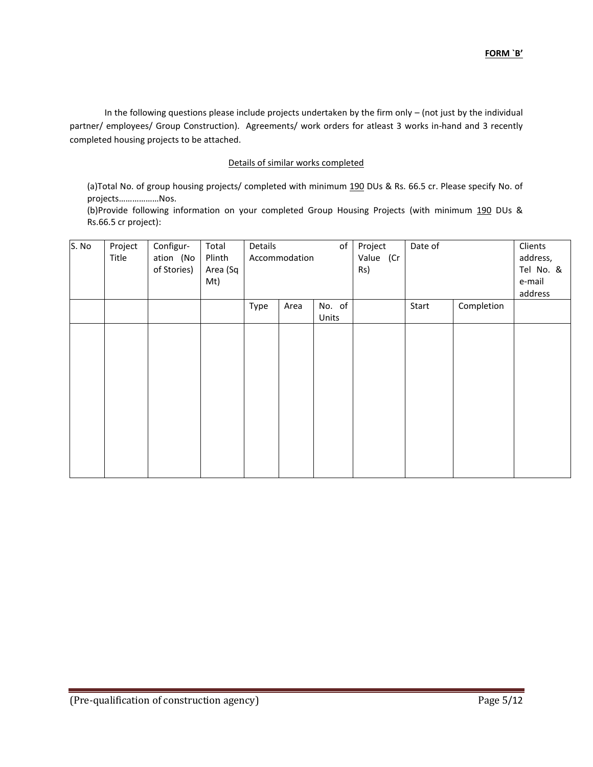**FORM `B'**

In the following questions please include projects undertaken by the firm only – (not just by the individual partner/ employees/ Group Construction). Agreements/ work orders for atleast 3 works in-hand and 3 recently completed housing projects to be attached.

<u>Details of similar works completed</u>

(a)Total No. of group housing projects/ completed with minimum <u>190</u> DUs & Rs. 66.5 cr. Please specify No. of projects………………Nos.

(b)Provide following information on your completed Group Housing Projects (with minimum <u>190</u> DUs & Rs.66.5 cr project):

| S. No | Project Title | Configur-ation (No of Stories) | Total Plinth Area (Sq Mt) | Details of Accommodation | | | Project Value (Cr Rs) | Date of | | Clients address, Tel No. & e-mail address |
|---|---|---|---|---|---|---|---|---|---|---|
| | | | | Type | Area | No. of Units | | Start | Completion | |
| | | | | | | | | | | |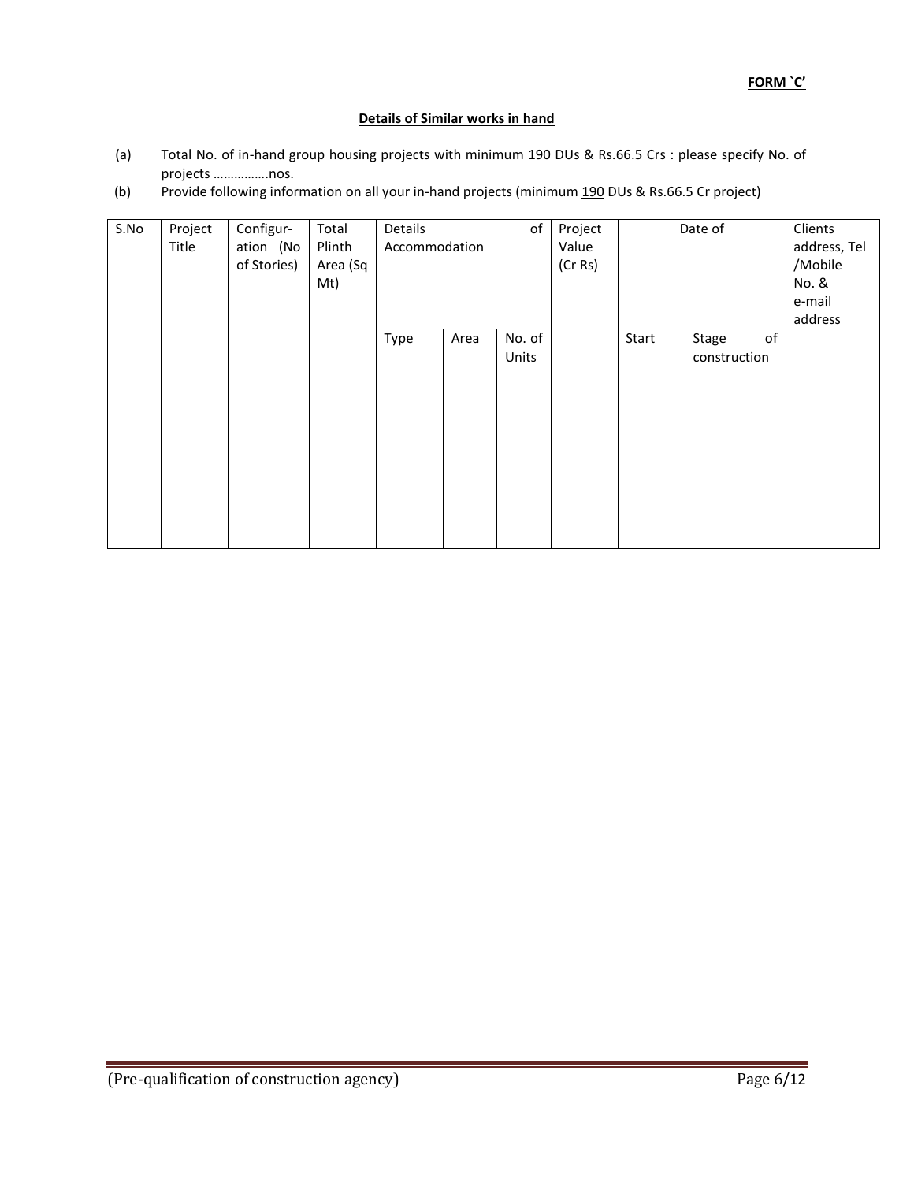**FORM `C'**

**Details of Similar works in hand**

(a) Total No. of in-hand group housing projects with minimum <u>190</u> DUs & Rs.66.5 Crs : please specify No. of projects …………….nos.

(b) Provide following information on all your in-hand projects (minimum <u>190</u> DUs & Rs.66.5 Cr project)

| S.No | Project Title | Configur-ation (No of Stories) | Total Plinth Area (Sq Mt) | Details of Accommodation | | | Project Value (Cr Rs) | Date of | | Clients address, Tel /Mobile No. & e-mail address |
|---|---|---|---|---|---|---|---|---|---|---|
| | | | | Type | Area | No. of Units | | Start | Stage of construction | |
| | | | | | | | | | | |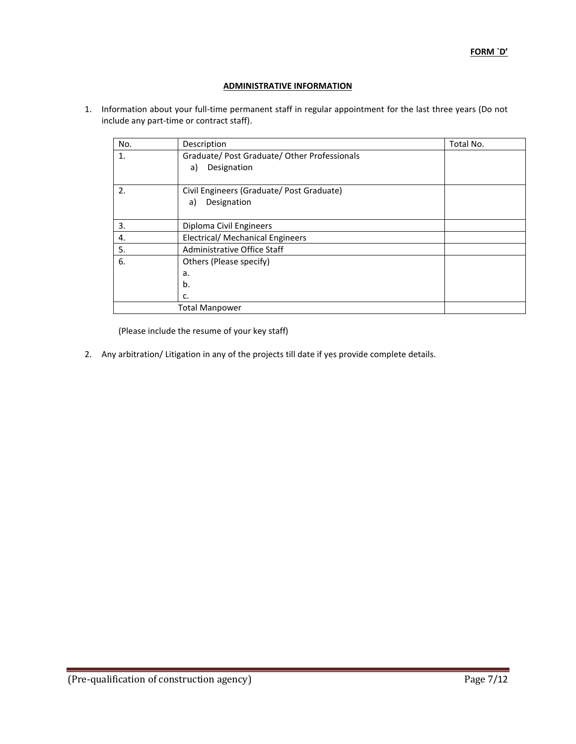**FORM `D'**

## ADMINISTRATIVE INFORMATION

1. Information about your full-time permanent staff in regular appointment for the last three years (Do not include any part-time or contract staff).

| No. | Description | Total No. |
|---|---|---|
| 1. | Graduate/ Post Graduate/ Other Professionals<br>a) Designation | |
| 2. | Civil Engineers (Graduate/ Post Graduate)<br>a) Designation | |
| 3. | Diploma Civil Engineers | |
| 4. | Electrical/ Mechanical Engineers | |
| 5. | Administrative Office Staff | |
| 6. | Others (Please specify)<br>a.<br>b.<br>c. | |
| | Total Manpower | |

(Please include the resume of your key staff)

2. Any arbitration/ Litigation in any of the projects till date if yes provide complete details.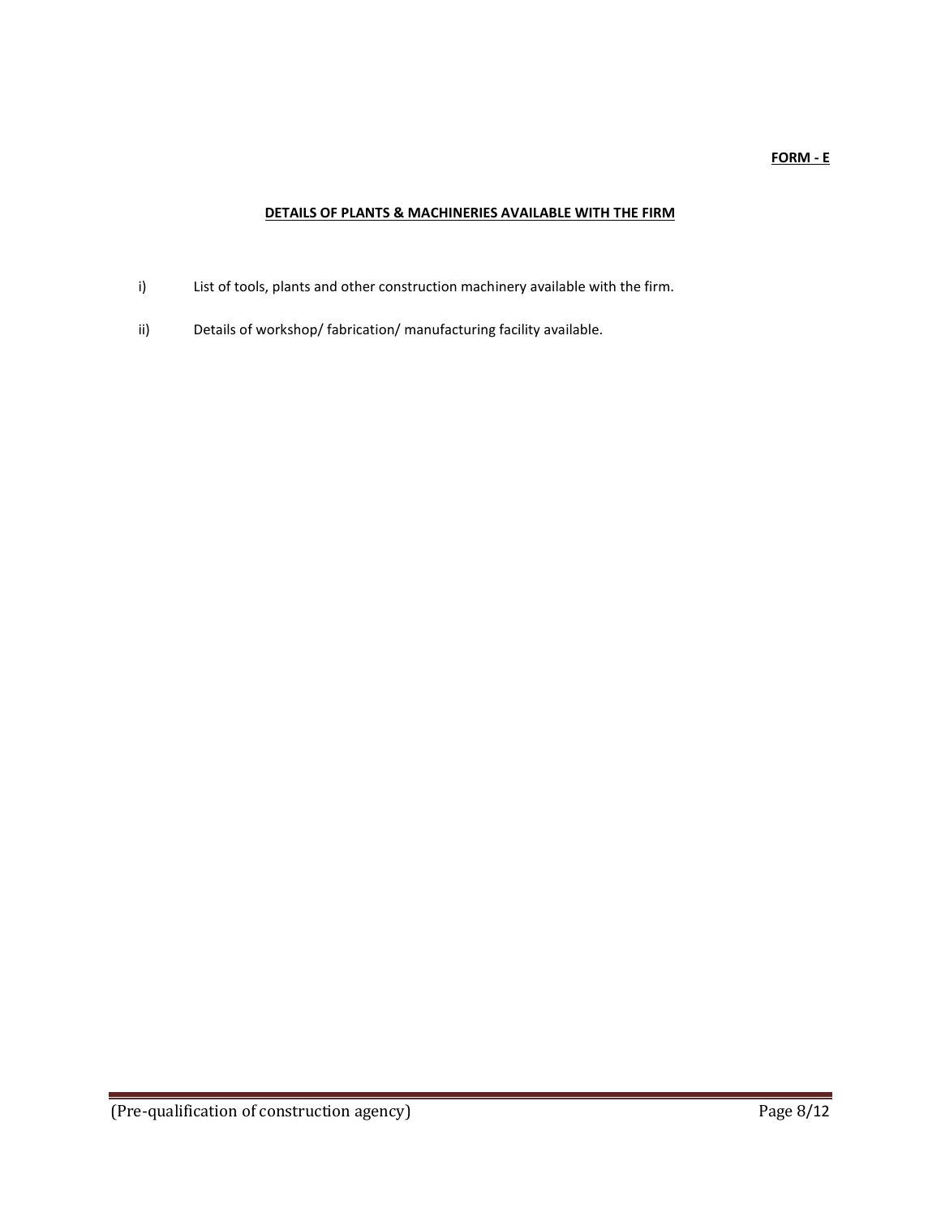**FORM - E**

## DETAILS OF PLANTS & MACHINERIES AVAILABLE WITH THE FIRM

i) List of tools, plants and other construction machinery available with the firm.

ii) Details of workshop/ fabrication/ manufacturing facility available.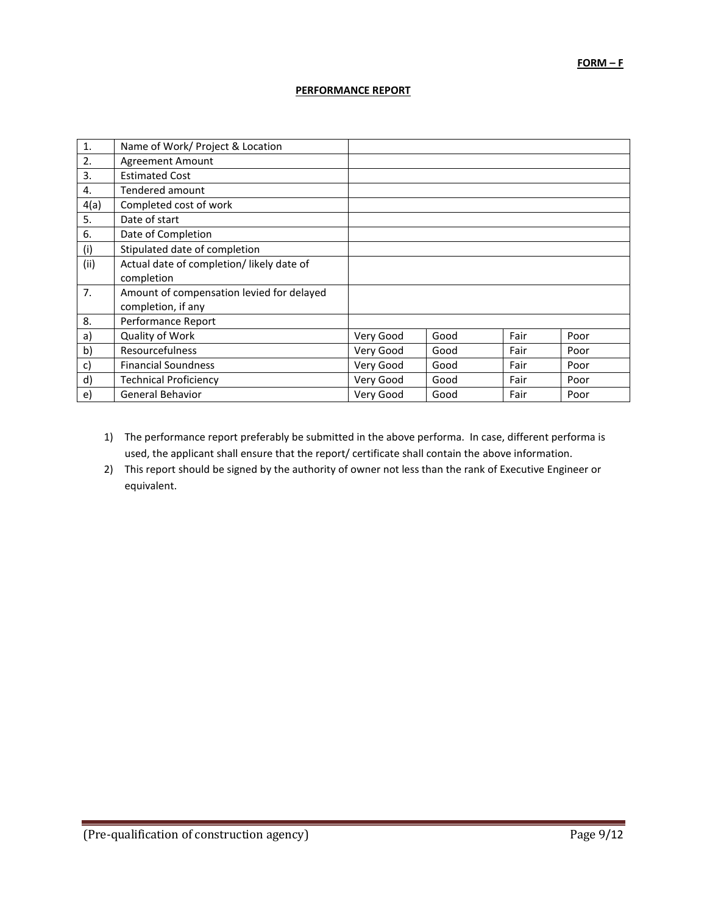**FORM – F**

**PERFORMANCE REPORT**

| | | | | | |
|---|---|---|---|---|---|
| 1. | Name of Work/ Project & Location | | | | |
| 2. | Agreement Amount | | | | |
| 3. | Estimated Cost | | | | |
| 4. | Tendered amount | | | | |
| 4(a) | Completed cost of work | | | | |
| 5. | Date of start | | | | |
| 6. | Date of Completion | | | | |
| (i) | Stipulated date of completion | | | | |
| (ii) | Actual date of completion/ likely date of completion | | | | |
| 7. | Amount of compensation levied for delayed completion, if any | | | | |
| 8. | Performance Report | | | | |
| a) | Quality of Work | Very Good | Good | Fair | Poor |
| b) | Resourcefulness | Very Good | Good | Fair | Poor |
| c) | Financial Soundness | Very Good | Good | Fair | Poor |
| d) | Technical Proficiency | Very Good | Good | Fair | Poor |
| e) | General Behavior | Very Good | Good | Fair | Poor |

1) The performance report preferably be submitted in the above performa. In case, different performa is used, the applicant shall ensure that the report/ certificate shall contain the above information.
2) This report should be signed by the authority of owner not less than the rank of Executive Engineer or equivalent.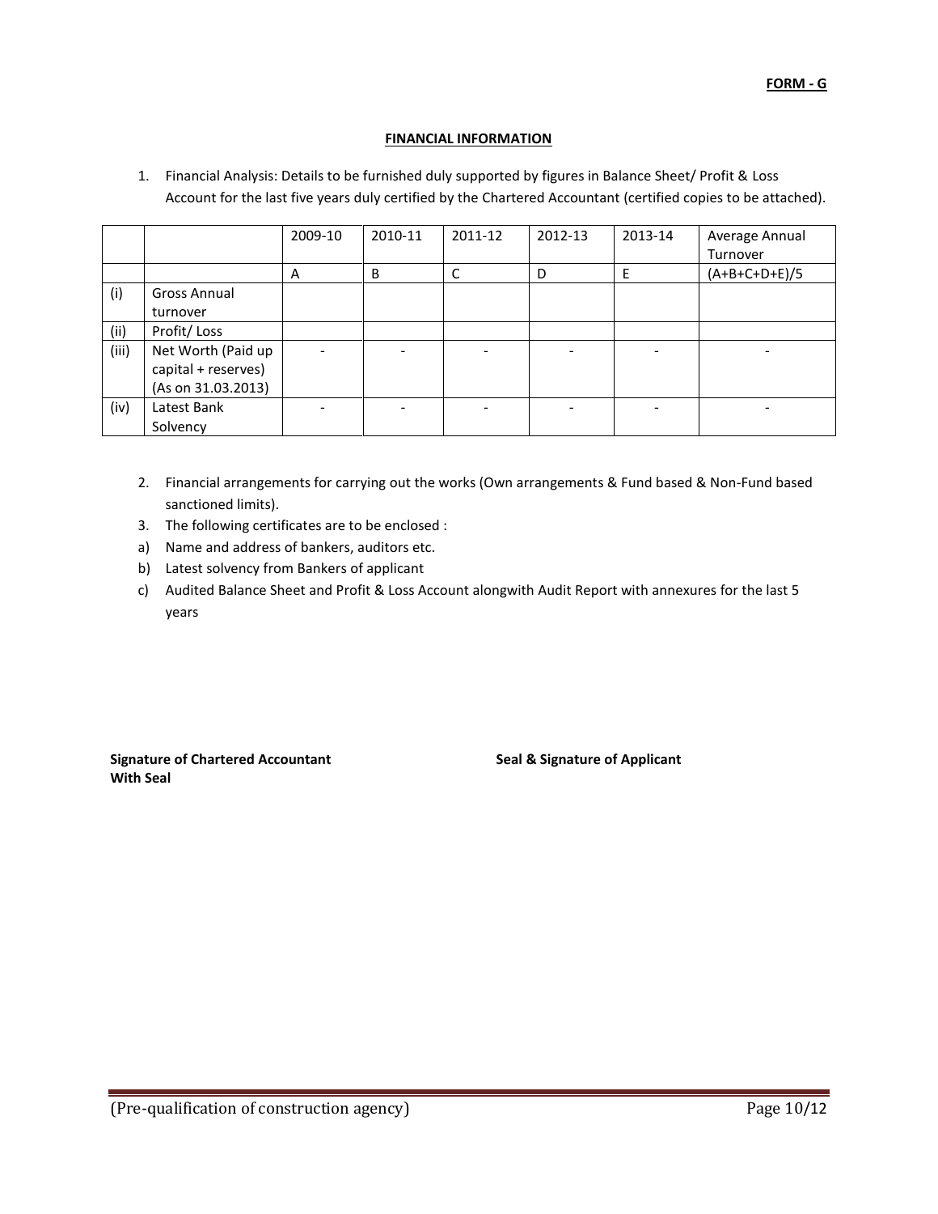**FORM - G**

**FINANCIAL INFORMATION**

1. Financial Analysis: Details to be furnished duly supported by figures in Balance Sheet/ Profit & Loss Account for the last five years duly certified by the Chartered Accountant (certified copies to be attached).

| | | 2009-10 | 2010-11 | 2011-12 | 2012-13 | 2013-14 | Average Annual Turnover |
|---|---|---|---|---|---|---|---|
| | | A | B | C | D | E | (A+B+C+D+E)/5 |
| (i) | Gross Annual turnover | | | | | | |
| (ii) | Profit/ Loss | | | | | | |
| (iii) | Net Worth (Paid up capital + reserves) (As on 31.03.2013) | - | - | - | - | - | - |
| (iv) | Latest Bank Solvency | - | - | - | - | - | - |

2. Financial arrangements for carrying out the works (Own arrangements & Fund based & Non-Fund based sanctioned limits).
3. The following certificates are to be enclosed :

a) Name and address of bankers, auditors etc.

b) Latest solvency from Bankers of applicant

c) Audited Balance Sheet and Profit & Loss Account alongwith Audit Report with annexures for the last 5 years

**Signature of Chartered Accountant With Seal**

**Seal & Signature of Applicant**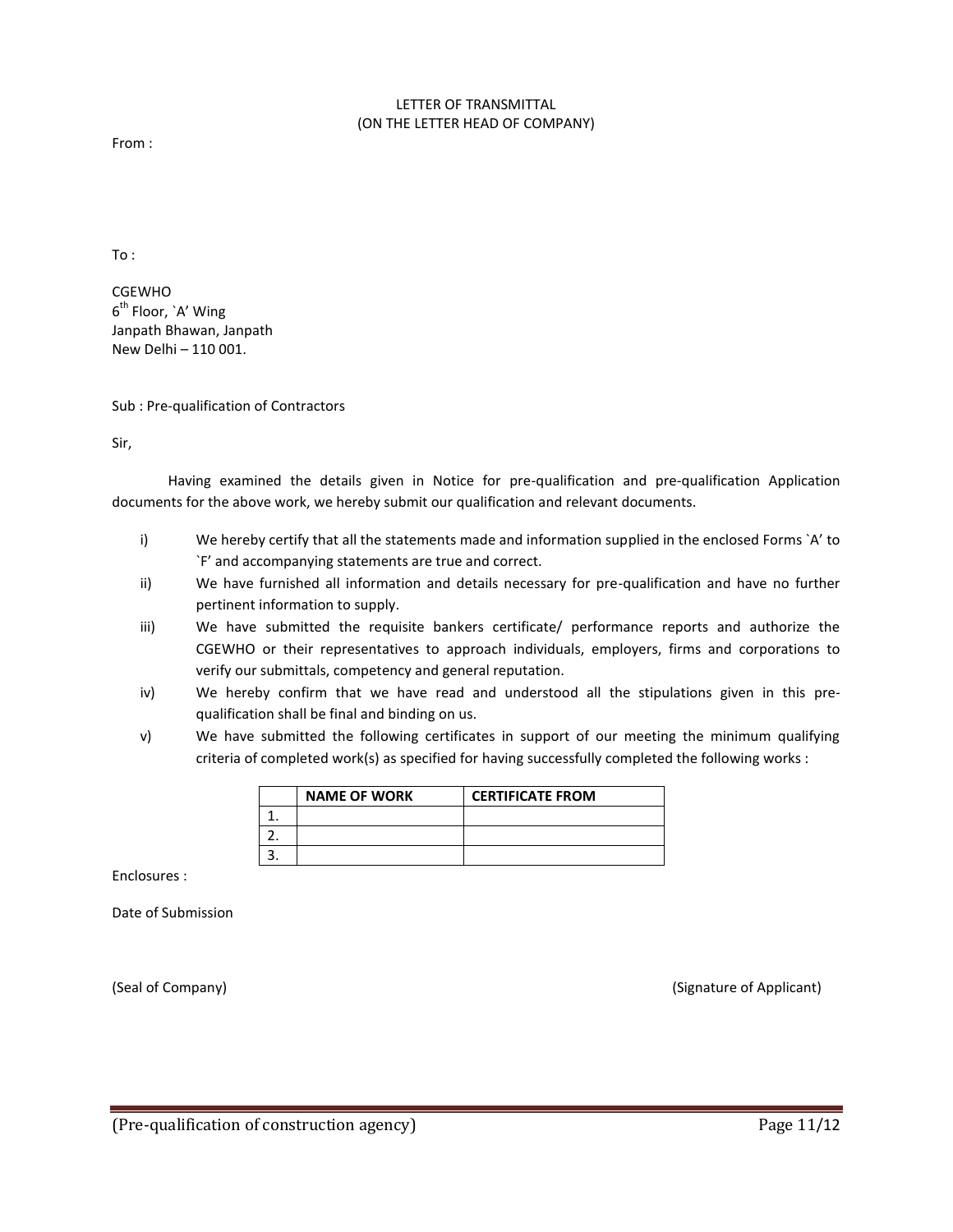# LETTER OF TRANSMITTAL
(ON THE LETTER HEAD OF COMPANY)

From :

To :

CGEWHO
6th Floor, `A' Wing
Janpath Bhawan, Janpath
New Delhi – 110 001.

Sub : Pre-qualification of Contractors

Sir,

Having examined the details given in Notice for pre-qualification and pre-qualification Application documents for the above work, we hereby submit our qualification and relevant documents.

i) We hereby certify that all the statements made and information supplied in the enclosed Forms `A' to `F' and accompanying statements are true and correct.

ii) We have furnished all information and details necessary for pre-qualification and have no further pertinent information to supply.

iii) We have submitted the requisite bankers certificate/ performance reports and authorize the CGEWHO or their representatives to approach individuals, employers, firms and corporations to verify our submittals, competency and general reputation.

iv) We hereby confirm that we have read and understood all the stipulations given in this pre-qualification shall be final and binding on us.

v) We have submitted the following certificates in support of our meeting the minimum qualifying criteria of completed work(s) as specified for having successfully completed the following works :

| | NAME OF WORK | CERTIFICATE FROM |
|---|---|---|
| 1. | | |
| 2. | | |
| 3. | | |

Enclosures :

Date of Submission

(Seal of Company) (Signature of Applicant)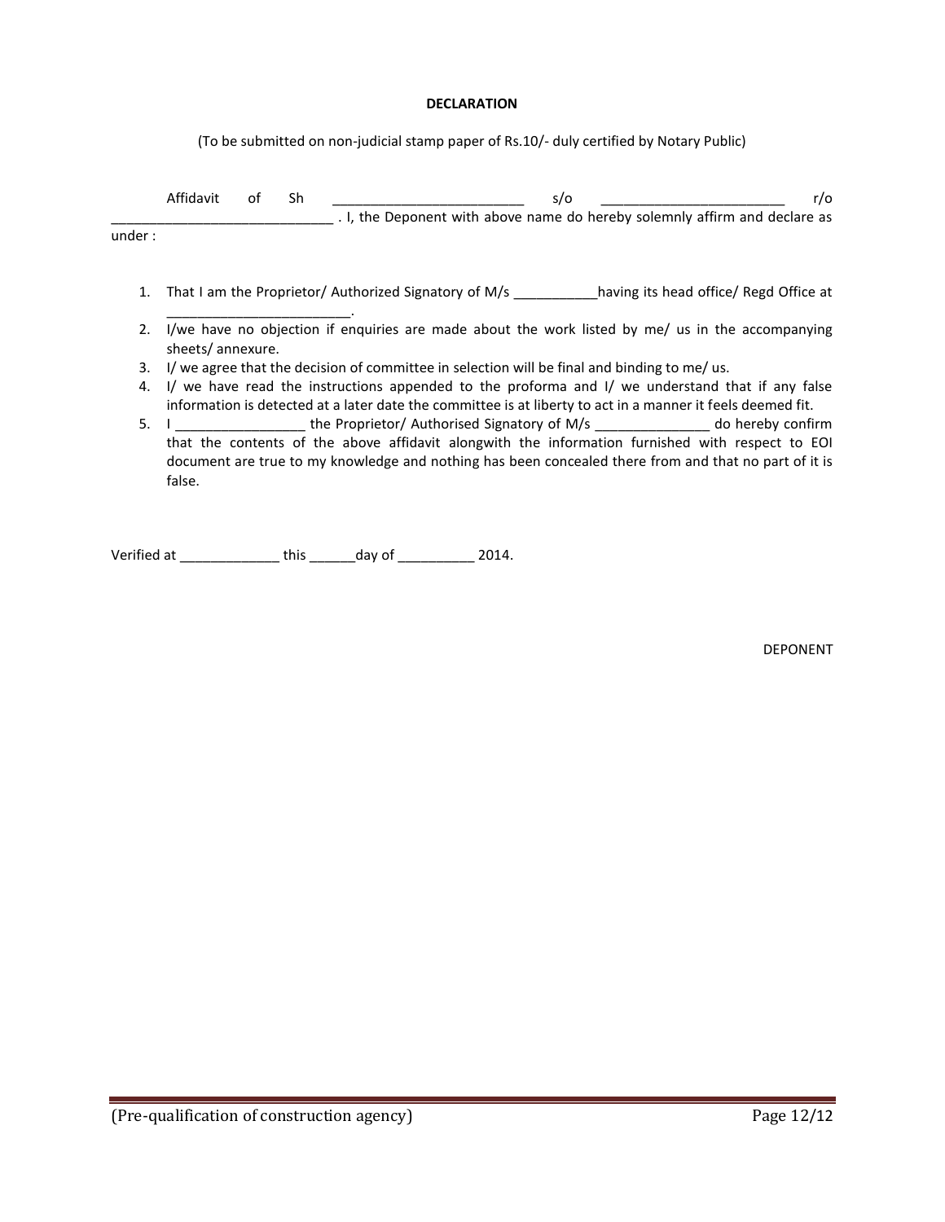**DECLARATION**

(To be submitted on non-judicial stamp paper of Rs.10/- duly certified by Notary Public)

Affidavit of Sh _________________________ s/o ________________________ r/o _____________________________ . I, the Deponent with above name do hereby solemnly affirm and declare as under :

1. That I am the Proprietor/ Authorized Signatory of M/s ___________having its head office/ Regd Office at ________________________.
2. I/we have no objection if enquiries are made about the work listed by me/ us in the accompanying sheets/ annexure.
3. I/ we agree that the decision of committee in selection will be final and binding to me/ us.
4. I/ we have read the instructions appended to the proforma and I/ we understand that if any false information is detected at a later date the committee is at liberty to act in a manner it feels deemed fit.
5. I ________________ the Proprietor/ Authorised Signatory of M/s _______________ do hereby confirm that the contents of the above affidavit alongwith the information furnished with respect to EOI document are true to my knowledge and nothing has been concealed there from and that no part of it is false.

Verified at _____________ this ______day of __________ 2014.

DEPONENT

(Pre-qualification of construction agency)